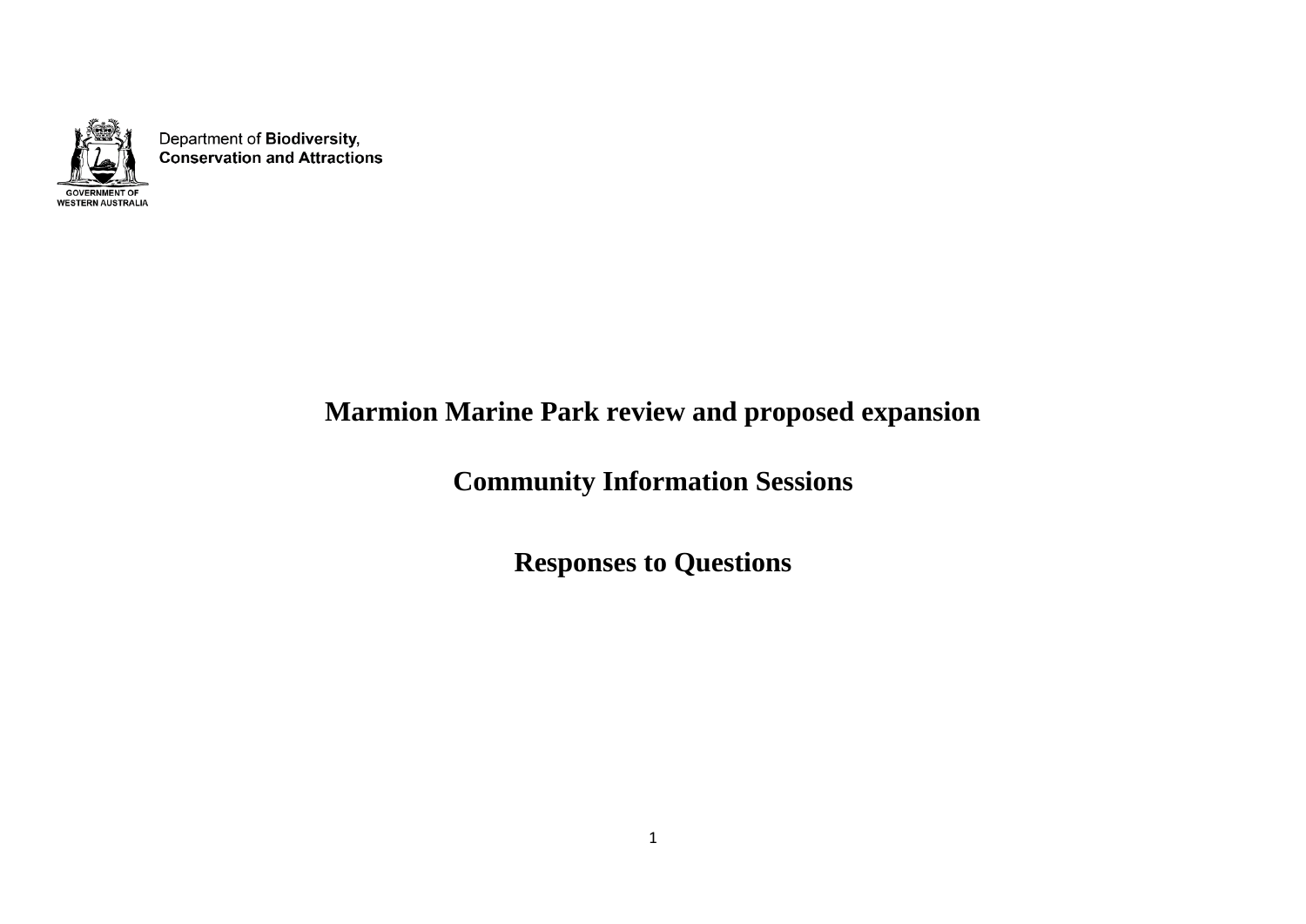Department of **Biodiversity, Conservation and Attractions**

GOVERNMENT OF WESTERN AUSTRALIA

# Marmion Marine Park review and proposed expansion

## Community Information Sessions

## Responses to Questions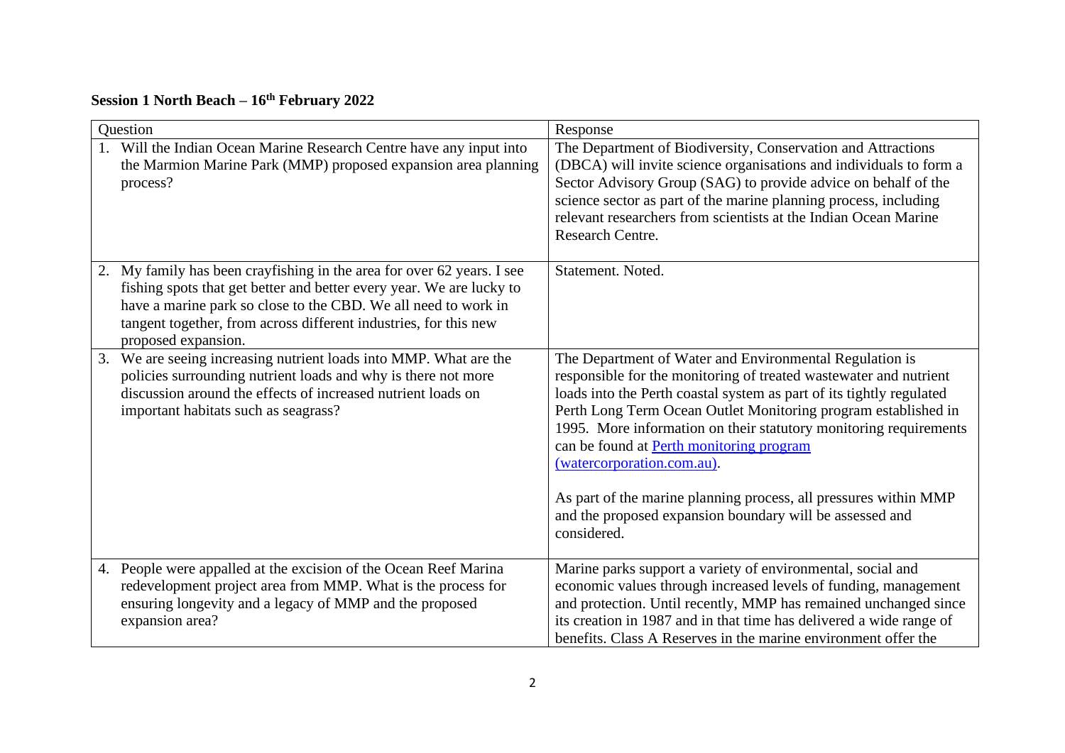**Session 1 North Beach – 16th February 2022**

| Question | Response |
|---|---|
| 1. Will the Indian Ocean Marine Research Centre have any input into the Marmion Marine Park (MMP) proposed expansion area planning process? | The Department of Biodiversity, Conservation and Attractions (DBCA) will invite science organisations and individuals to form a Sector Advisory Group (SAG) to provide advice on behalf of the science sector as part of the marine planning process, including relevant researchers from scientists at the Indian Ocean Marine Research Centre. |
| 2. My family has been crayfishing in the area for over 62 years. I see fishing spots that get better and better every year. We are lucky to have a marine park so close to the CBD. We all need to work in tangent together, from across different industries, for this new proposed expansion. | Statement. Noted. |
| 3. We are seeing increasing nutrient loads into MMP. What are the policies surrounding nutrient loads and why is there not more discussion around the effects of increased nutrient loads on important habitats such as seagrass? | The Department of Water and Environmental Regulation is responsible for the monitoring of treated wastewater and nutrient loads into the Perth coastal system as part of its tightly regulated Perth Long Term Ocean Outlet Monitoring program established in 1995. More information on their statutory monitoring requirements can be found at [Perth monitoring program (watercorporation.com.au)](watercorporation.com.au).<br><br>As part of the marine planning process, all pressures within MMP and the proposed expansion boundary will be assessed and considered. |
| 4. People were appalled at the excision of the Ocean Reef Marina redevelopment project area from MMP. What is the process for ensuring longevity and a legacy of MMP and the proposed expansion area? | Marine parks support a variety of environmental, social and economic values through increased levels of funding, management and protection. Until recently, MMP has remained unchanged since its creation in 1987 and in that time has delivered a wide range of benefits. Class A Reserves in the marine environment offer the |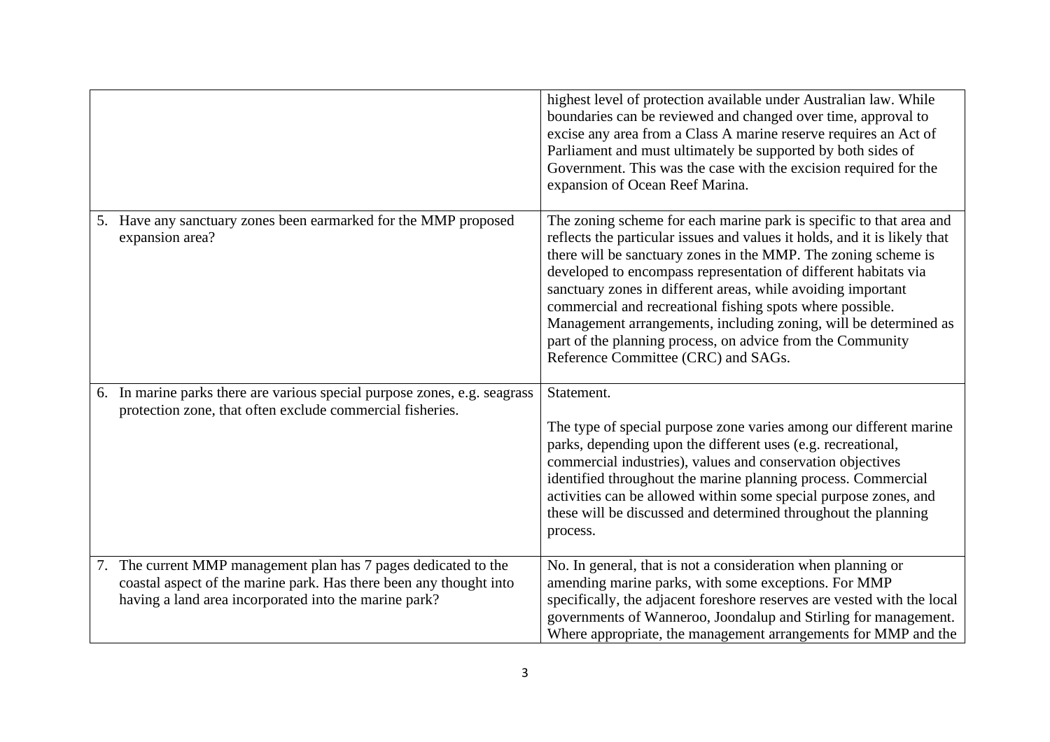| | |
|---|---|
| | highest level of protection available under Australian law. While boundaries can be reviewed and changed over time, approval to excise any area from a Class A marine reserve requires an Act of Parliament and must ultimately be supported by both sides of Government. This was the case with the excision required for the expansion of Ocean Reef Marina. |
| 5. Have any sanctuary zones been earmarked for the MMP proposed expansion area? | The zoning scheme for each marine park is specific to that area and reflects the particular issues and values it holds, and it is likely that there will be sanctuary zones in the MMP. The zoning scheme is developed to encompass representation of different habitats via sanctuary zones in different areas, while avoiding important commercial and recreational fishing spots where possible. Management arrangements, including zoning, will be determined as part of the planning process, on advice from the Community Reference Committee (CRC) and SAGs. |
| 6. In marine parks there are various special purpose zones, e.g. seagrass protection zone, that often exclude commercial fisheries. | Statement.<br><br>The type of special purpose zone varies among our different marine parks, depending upon the different uses (e.g. recreational, commercial industries), values and conservation objectives identified throughout the marine planning process. Commercial activities can be allowed within some special purpose zones, and these will be discussed and determined throughout the planning process. |
| 7. The current MMP management plan has 7 pages dedicated to the coastal aspect of the marine park. Has there been any thought into having a land area incorporated into the marine park? | No. In general, that is not a consideration when planning or amending marine parks, with some exceptions. For MMP specifically, the adjacent foreshore reserves are vested with the local governments of Wanneroo, Joondalup and Stirling for management. Where appropriate, the management arrangements for MMP and the |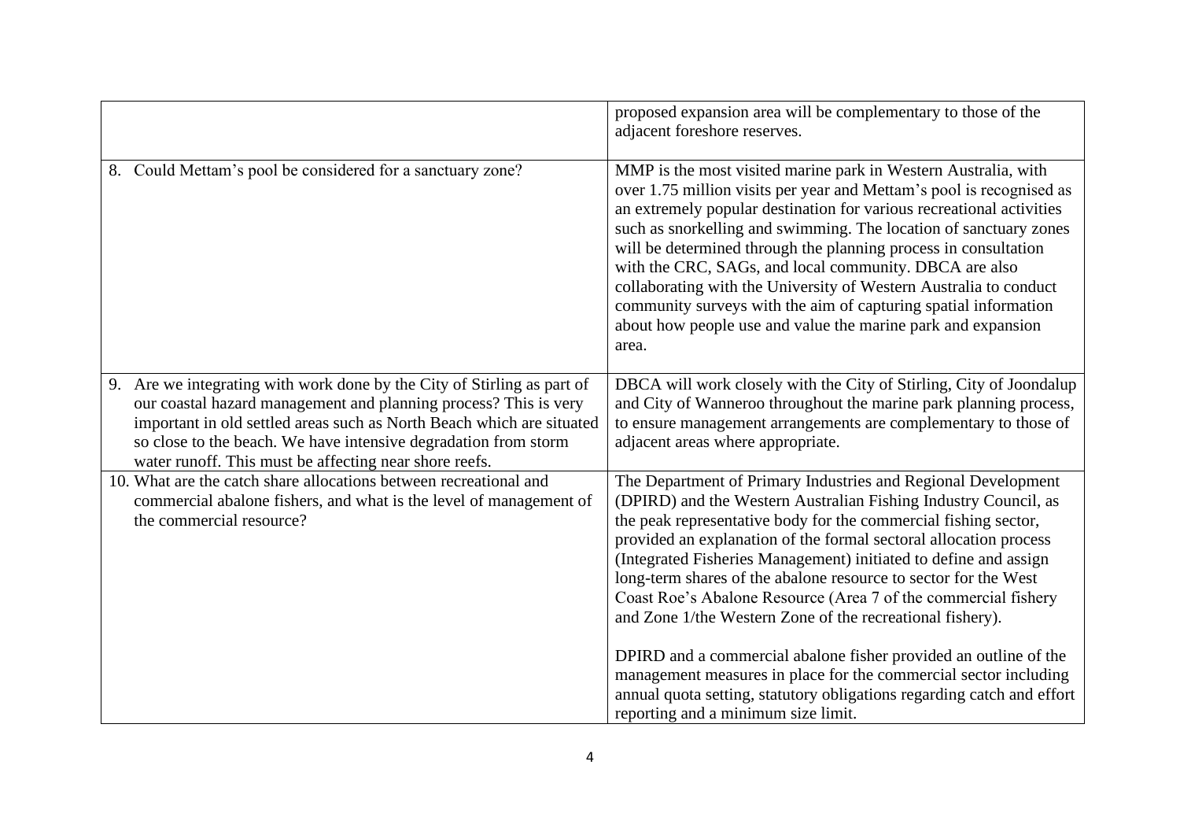| | |
|---|---|
| | proposed expansion area will be complementary to those of the adjacent foreshore reserves. |
| 8. Could Mettam's pool be considered for a sanctuary zone? | MMP is the most visited marine park in Western Australia, with over 1.75 million visits per year and Mettam's pool is recognised as an extremely popular destination for various recreational activities such as snorkelling and swimming. The location of sanctuary zones will be determined through the planning process in consultation with the CRC, SAGs, and local community. DBCA are also collaborating with the University of Western Australia to conduct community surveys with the aim of capturing spatial information about how people use and value the marine park and expansion area. |
| 9. Are we integrating with work done by the City of Stirling as part of our coastal hazard management and planning process? This is very important in old settled areas such as North Beach which are situated so close to the beach. We have intensive degradation from storm water runoff. This must be affecting near shore reefs. | DBCA will work closely with the City of Stirling, City of Joondalup and City of Wanneroo throughout the marine park planning process, to ensure management arrangements are complementary to those of adjacent areas where appropriate. |
| 10. What are the catch share allocations between recreational and commercial abalone fishers, and what is the level of management of the commercial resource? | The Department of Primary Industries and Regional Development (DPIRD) and the Western Australian Fishing Industry Council, as the peak representative body for the commercial fishing sector, provided an explanation of the formal sectoral allocation process (Integrated Fisheries Management) initiated to define and assign long-term shares of the abalone resource to sector for the West Coast Roe's Abalone Resource (Area 7 of the commercial fishery and Zone 1/the Western Zone of the recreational fishery).<br><br>DPIRD and a commercial abalone fisher provided an outline of the management measures in place for the commercial sector including annual quota setting, statutory obligations regarding catch and effort reporting and a minimum size limit. |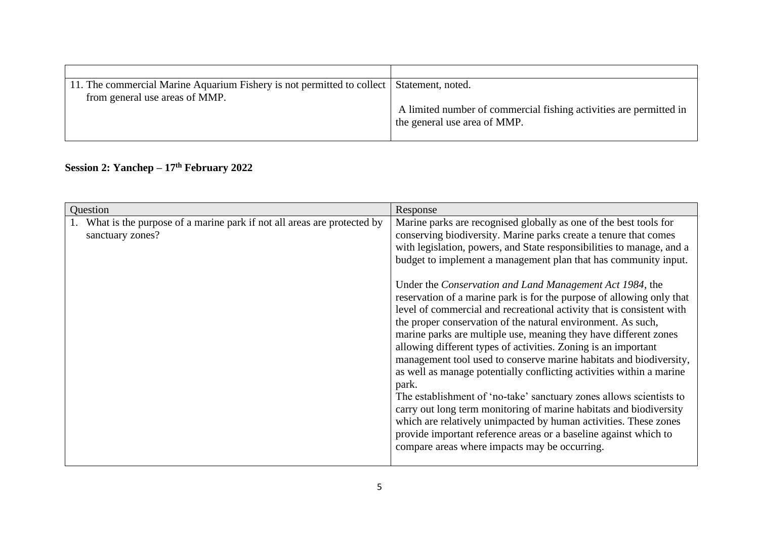| | |
|---|---|
| 11. The commercial Marine Aquarium Fishery is not permitted to collect from general use areas of MMP. | Statement, noted.<br><br>A limited number of commercial fishing activities are permitted in the general use area of MMP. |

**Session 2: Yanchep – 17th February 2022**

| Question | Response |
|---|---|
| 1. What is the purpose of a marine park if not all areas are protected by sanctuary zones? | Marine parks are recognised globally as one of the best tools for conserving biodiversity. Marine parks create a tenure that comes with legislation, powers, and State responsibilities to manage, and a budget to implement a management plan that has community input.<br><br>Under the *Conservation and Land Management Act 1984*, the reservation of a marine park is for the purpose of allowing only that level of commercial and recreational activity that is consistent with the proper conservation of the natural environment. As such, marine parks are multiple use, meaning they have different zones allowing different types of activities. Zoning is an important management tool used to conserve marine habitats and biodiversity, as well as manage potentially conflicting activities within a marine park.<br>The establishment of 'no-take' sanctuary zones allows scientists to carry out long term monitoring of marine habitats and biodiversity which are relatively unimpacted by human activities. These zones provide important reference areas or a baseline against which to compare areas where impacts may be occurring. |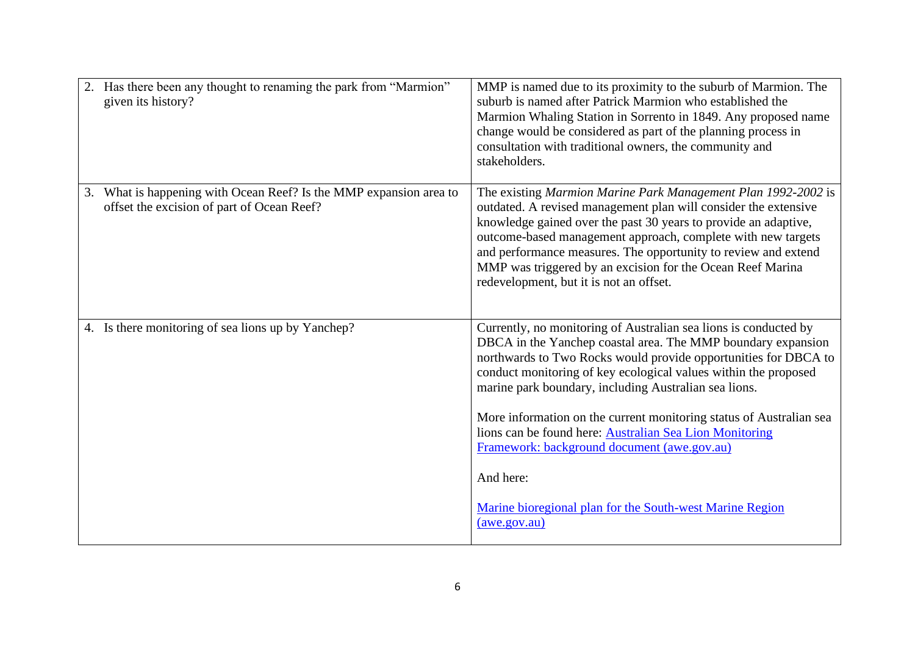| | |
|---|---|
| 2. Has there been any thought to renaming the park from "Marmion" given its history? | MMP is named due to its proximity to the suburb of Marmion. The suburb is named after Patrick Marmion who established the Marmion Whaling Station in Sorrento in 1849. Any proposed name change would be considered as part of the planning process in consultation with traditional owners, the community and stakeholders. |
| 3. What is happening with Ocean Reef? Is the MMP expansion area to offset the excision of part of Ocean Reef? | The existing *Marmion Marine Park Management Plan 1992-2002* is outdated. A revised management plan will consider the extensive knowledge gained over the past 30 years to provide an adaptive, outcome-based management approach, complete with new targets and performance measures. The opportunity to review and extend MMP was triggered by an excision for the Ocean Reef Marina redevelopment, but it is not an offset. |
| 4. Is there monitoring of sea lions up by Yanchep? | Currently, no monitoring of Australian sea lions is conducted by DBCA in the Yanchep coastal area. The MMP boundary expansion northwards to Two Rocks would provide opportunities for DBCA to conduct monitoring of key ecological values within the proposed marine park boundary, including Australian sea lions.<br><br>More information on the current monitoring status of Australian sea lions can be found here: [Australian Sea Lion Monitoring Framework: background document (awe.gov.au)]()<br><br>And here:<br><br>[Marine bioregional plan for the South-west Marine Region (awe.gov.au)]() |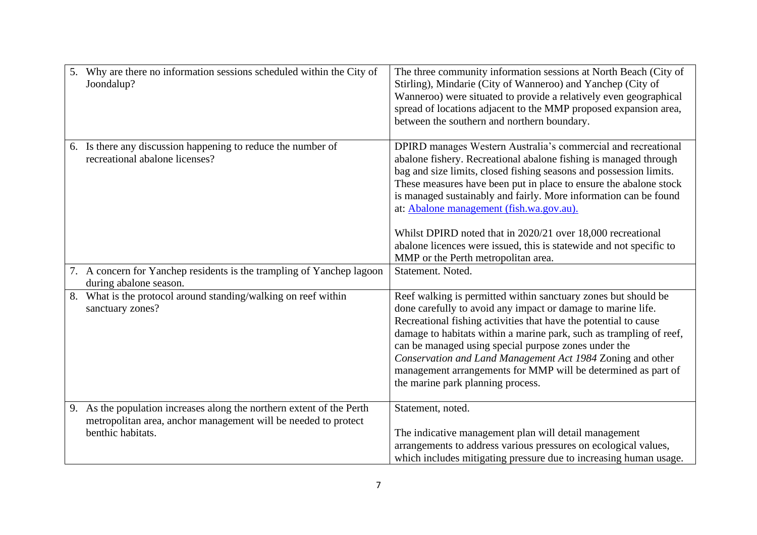| | |
|---|---|
| 5. Why are there no information sessions scheduled within the City of Joondalup? | The three community information sessions at North Beach (City of Stirling), Mindarie (City of Wanneroo) and Yanchep (City of Wanneroo) were situated to provide a relatively even geographical spread of locations adjacent to the MMP proposed expansion area, between the southern and northern boundary. |
| 6. Is there any discussion happening to reduce the number of recreational abalone licenses? | DPIRD manages Western Australia's commercial and recreational abalone fishery. Recreational abalone fishing is managed through bag and size limits, closed fishing seasons and possession limits. These measures have been put in place to ensure the abalone stock is managed sustainably and fairly. More information can be found at: [Abalone management (fish.wa.gov.au).](fish.wa.gov.au)<br><br>Whilst DPIRD noted that in 2020/21 over 18,000 recreational abalone licences were issued, this is statewide and not specific to MMP or the Perth metropolitan area. |
| 7. A concern for Yanchep residents is the trampling of Yanchep lagoon during abalone season. | Statement. Noted. |
| 8. What is the protocol around standing/walking on reef within sanctuary zones? | Reef walking is permitted within sanctuary zones but should be done carefully to avoid any impact or damage to marine life. Recreational fishing activities that have the potential to cause damage to habitats within a marine park, such as trampling of reef, can be managed using special purpose zones under the *Conservation and Land Management Act 1984* Zoning and other management arrangements for MMP will be determined as part of the marine park planning process. |
| 9. As the population increases along the northern extent of the Perth metropolitan area, anchor management will be needed to protect benthic habitats. | Statement, noted.<br><br>The indicative management plan will detail management arrangements to address various pressures on ecological values, which includes mitigating pressure due to increasing human usage. |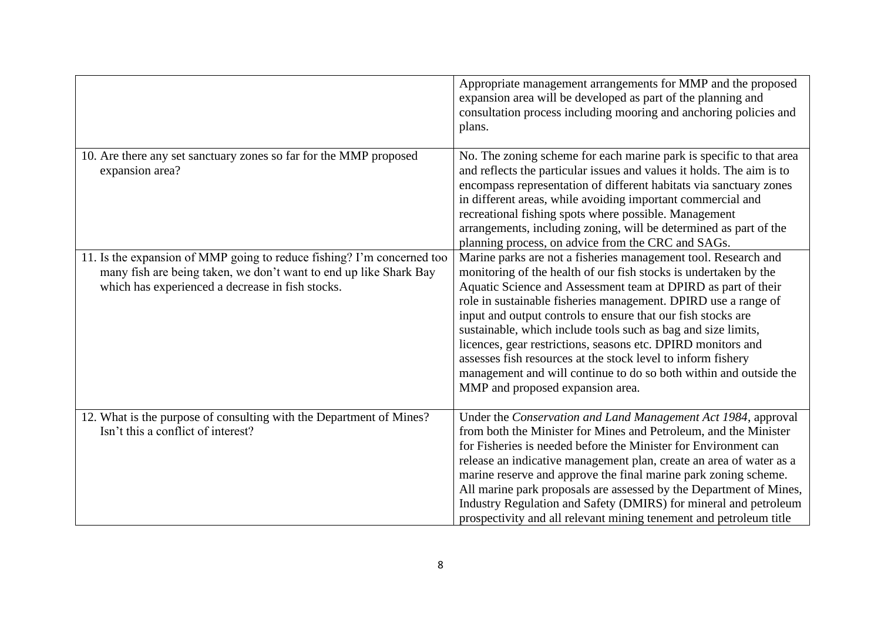| | |
|---|---|
| | Appropriate management arrangements for MMP and the proposed expansion area will be developed as part of the planning and consultation process including mooring and anchoring policies and plans. |
| 10. Are there any set sanctuary zones so far for the MMP proposed expansion area? | No. The zoning scheme for each marine park is specific to that area and reflects the particular issues and values it holds. The aim is to encompass representation of different habitats via sanctuary zones in different areas, while avoiding important commercial and recreational fishing spots where possible. Management arrangements, including zoning, will be determined as part of the planning process, on advice from the CRC and SAGs. |
| 11. Is the expansion of MMP going to reduce fishing? I'm concerned too many fish are being taken, we don't want to end up like Shark Bay which has experienced a decrease in fish stocks. | Marine parks are not a fisheries management tool. Research and monitoring of the health of our fish stocks is undertaken by the Aquatic Science and Assessment team at DPIRD as part of their role in sustainable fisheries management. DPIRD use a range of input and output controls to ensure that our fish stocks are sustainable, which include tools such as bag and size limits, licences, gear restrictions, seasons etc. DPIRD monitors and assesses fish resources at the stock level to inform fishery management and will continue to do so both within and outside the MMP and proposed expansion area. |
| 12. What is the purpose of consulting with the Department of Mines? Isn't this a conflict of interest? | Under the *Conservation and Land Management Act 1984*, approval from both the Minister for Mines and Petroleum, and the Minister for Fisheries is needed before the Minister for Environment can release an indicative management plan, create an area of water as a marine reserve and approve the final marine park zoning scheme. All marine park proposals are assessed by the Department of Mines, Industry Regulation and Safety (DMIRS) for mineral and petroleum prospectivity and all relevant mining tenement and petroleum title |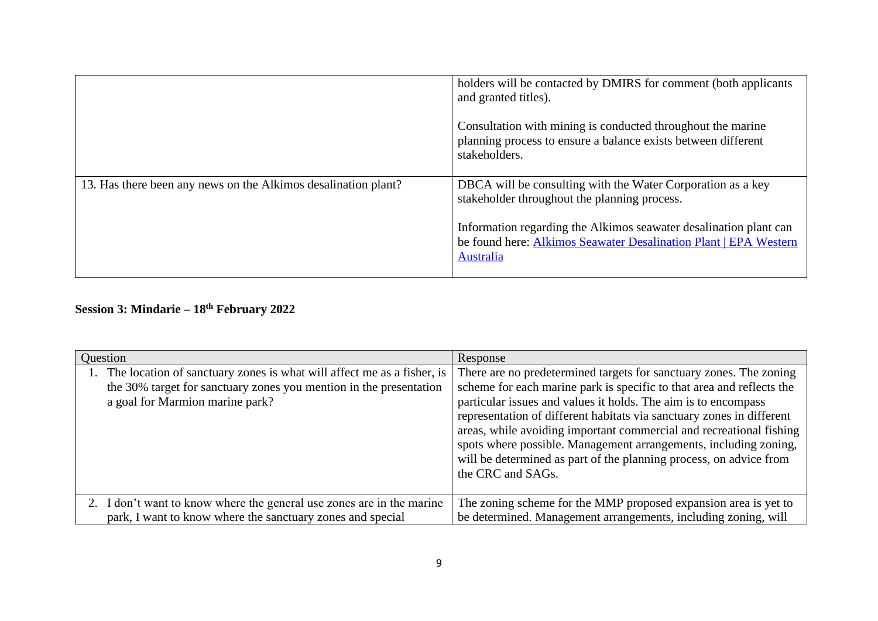| | |
|---|---|
| | holders will be contacted by DMIRS for comment (both applicants and granted titles).<br><br>Consultation with mining is conducted throughout the marine planning process to ensure a balance exists between different stakeholders. |
| 13. Has there been any news on the Alkimos desalination plant? | DBCA will be consulting with the Water Corporation as a key stakeholder throughout the planning process.<br><br>Information regarding the Alkimos seawater desalination plant can be found here: [Alkimos Seawater Desalination Plant \| EPA Western Australia]() |

### Session 3: Mindarie – 18th February 2022

| Question | Response |
|---|---|
| 1. The location of sanctuary zones is what will affect me as a fisher, is the 30% target for sanctuary zones you mention in the presentation a goal for Marmion marine park? | There are no predetermined targets for sanctuary zones. The zoning scheme for each marine park is specific to that area and reflects the particular issues and values it holds. The aim is to encompass representation of different habitats via sanctuary zones in different areas, while avoiding important commercial and recreational fishing spots where possible. Management arrangements, including zoning, will be determined as part of the planning process, on advice from the CRC and SAGs. |
| 2. I don't want to know where the general use zones are in the marine park, I want to know where the sanctuary zones and special | The zoning scheme for the MMP proposed expansion area is yet to be determined. Management arrangements, including zoning, will |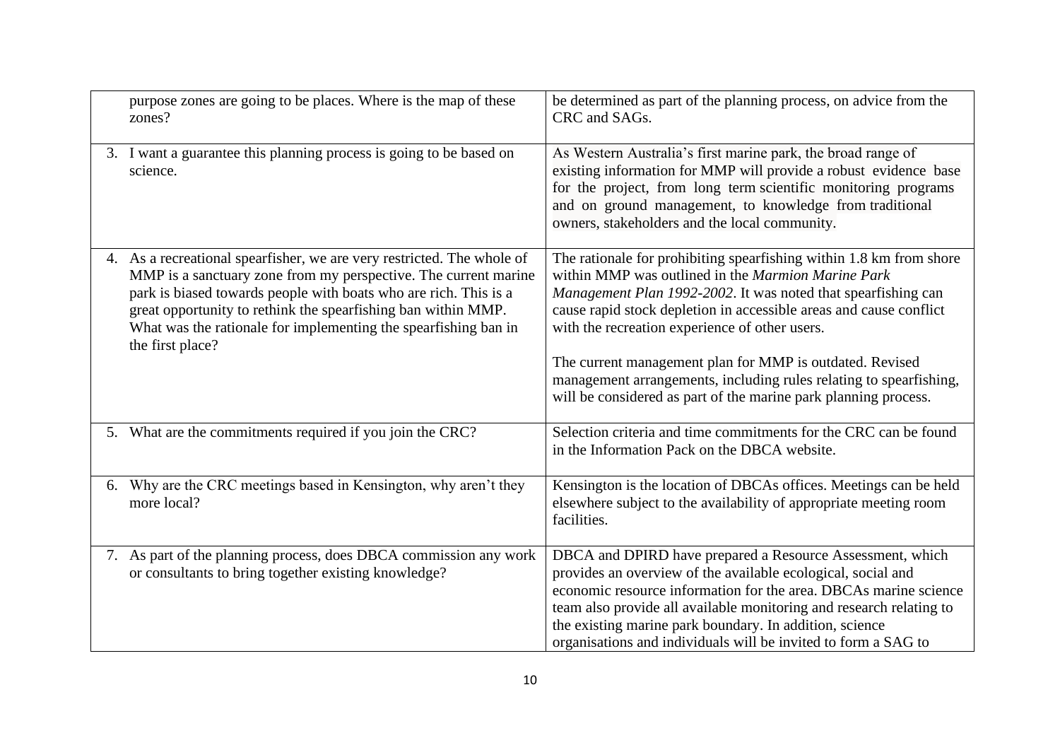| | |
|---|---|
| purpose zones are going to be places. Where is the map of these zones? | be determined as part of the planning process, on advice from the CRC and SAGs. |
| 3. I want a guarantee this planning process is going to be based on science. | As Western Australia's first marine park, the broad range of existing information for MMP will provide a robust evidence base for the project, from long term scientific monitoring programs and on ground management, to knowledge from traditional owners, stakeholders and the local community. |
| 4. As a recreational spearfisher, we are very restricted. The whole of MMP is a sanctuary zone from my perspective. The current marine park is biased towards people with boats who are rich. This is a great opportunity to rethink the spearfishing ban within MMP. What was the rationale for implementing the spearfishing ban in the first place? | The rationale for prohibiting spearfishing within 1.8 km from shore within MMP was outlined in the *Marmion Marine Park Management Plan 1992-2002*. It was noted that spearfishing can cause rapid stock depletion in accessible areas and cause conflict with the recreation experience of other users.<br><br>The current management plan for MMP is outdated. Revised management arrangements, including rules relating to spearfishing, will be considered as part of the marine park planning process. |
| 5. What are the commitments required if you join the CRC? | Selection criteria and time commitments for the CRC can be found in the Information Pack on the DBCA website. |
| 6. Why are the CRC meetings based in Kensington, why aren't they more local? | Kensington is the location of DBCAs offices. Meetings can be held elsewhere subject to the availability of appropriate meeting room facilities. |
| 7. As part of the planning process, does DBCA commission any work or consultants to bring together existing knowledge? | DBCA and DPIRD have prepared a Resource Assessment, which provides an overview of the available ecological, social and economic resource information for the area. DBCAs marine science team also provide all available monitoring and research relating to the existing marine park boundary. In addition, science organisations and individuals will be invited to form a SAG to |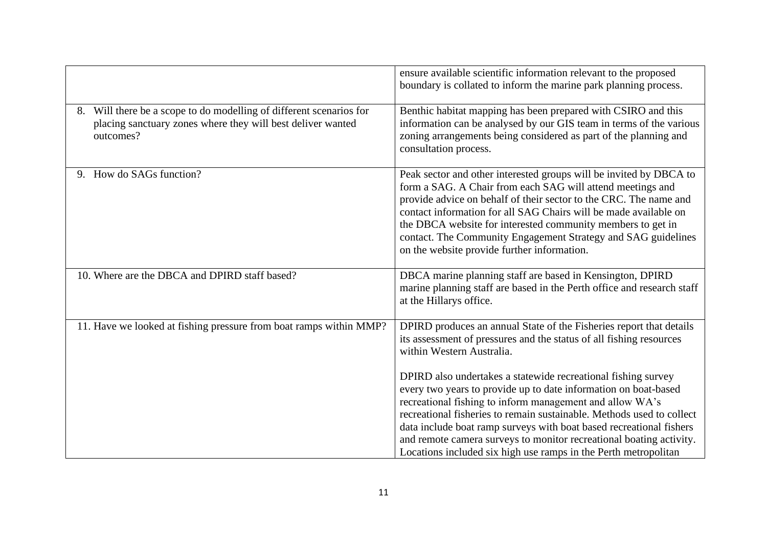| | |
|---|---|
| | ensure available scientific information relevant to the proposed boundary is collated to inform the marine park planning process. |
| 8. Will there be a scope to do modelling of different scenarios for placing sanctuary zones where they will best deliver wanted outcomes? | Benthic habitat mapping has been prepared with CSIRO and this information can be analysed by our GIS team in terms of the various zoning arrangements being considered as part of the planning and consultation process. |
| 9. How do SAGs function? | Peak sector and other interested groups will be invited by DBCA to form a SAG. A Chair from each SAG will attend meetings and provide advice on behalf of their sector to the CRC. The name and contact information for all SAG Chairs will be made available on the DBCA website for interested community members to get in contact. The Community Engagement Strategy and SAG guidelines on the website provide further information. |
| 10. Where are the DBCA and DPIRD staff based? | DBCA marine planning staff are based in Kensington, DPIRD marine planning staff are based in the Perth office and research staff at the Hillarys office. |
| 11. Have we looked at fishing pressure from boat ramps within MMP? | DPIRD produces an annual State of the Fisheries report that details its assessment of pressures and the status of all fishing resources within Western Australia.<br><br>DPIRD also undertakes a statewide recreational fishing survey every two years to provide up to date information on boat-based recreational fishing to inform management and allow WA's recreational fisheries to remain sustainable. Methods used to collect data include boat ramp surveys with boat based recreational fishers and remote camera surveys to monitor recreational boating activity. Locations included six high use ramps in the Perth metropolitan |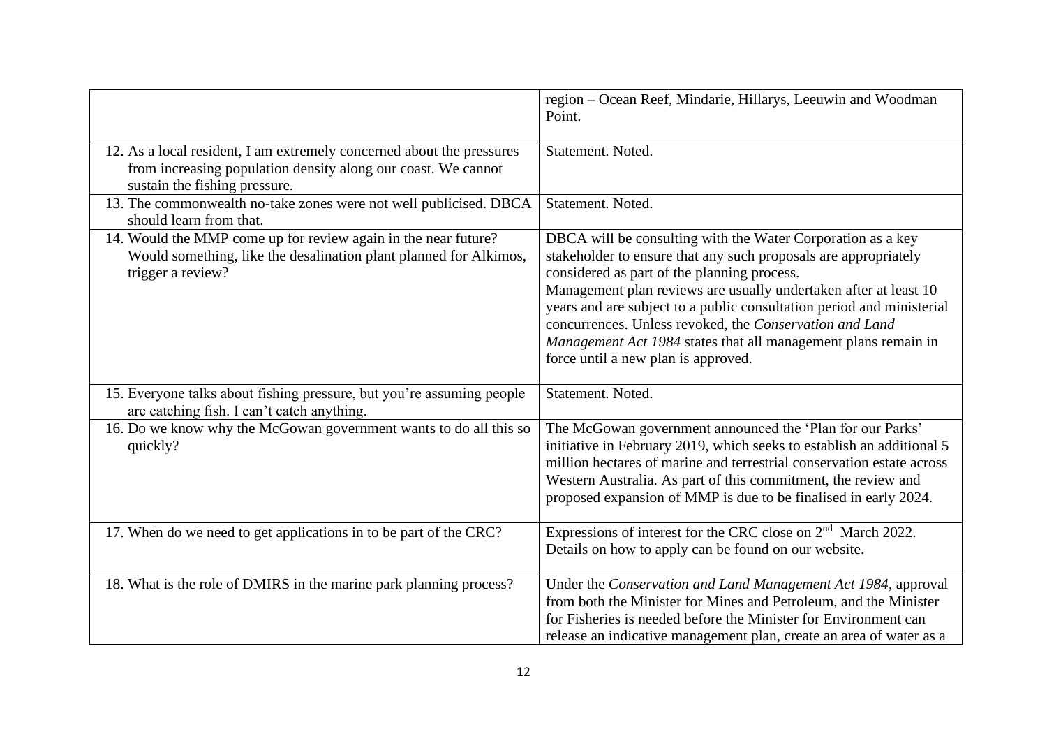| | |
|---|---|
| | region – Ocean Reef, Mindarie, Hillarys, Leeuwin and Woodman Point. |
| 12. As a local resident, I am extremely concerned about the pressures from increasing population density along our coast. We cannot sustain the fishing pressure. | Statement. Noted. |
| 13. The commonwealth no-take zones were not well publicised. DBCA should learn from that. | Statement. Noted. |
| 14. Would the MMP come up for review again in the near future? Would something, like the desalination plant planned for Alkimos, trigger a review? | DBCA will be consulting with the Water Corporation as a key stakeholder to ensure that any such proposals are appropriately considered as part of the planning process. Management plan reviews are usually undertaken after at least 10 years and are subject to a public consultation period and ministerial concurrences. Unless revoked, the *Conservation and Land Management Act 1984* states that all management plans remain in force until a new plan is approved. |
| 15. Everyone talks about fishing pressure, but you're assuming people are catching fish. I can't catch anything. | Statement. Noted. |
| 16. Do we know why the McGowan government wants to do all this so quickly? | The McGowan government announced the 'Plan for our Parks' initiative in February 2019, which seeks to establish an additional 5 million hectares of marine and terrestrial conservation estate across Western Australia. As part of this commitment, the review and proposed expansion of MMP is due to be finalised in early 2024. |
| 17. When do we need to get applications in to be part of the CRC? | Expressions of interest for the CRC close on 2nd March 2022. Details on how to apply can be found on our website. |
| 18. What is the role of DMIRS in the marine park planning process? | Under the *Conservation and Land Management Act 1984*, approval from both the Minister for Mines and Petroleum, and the Minister for Fisheries is needed before the Minister for Environment can release an indicative management plan, create an area of water as a |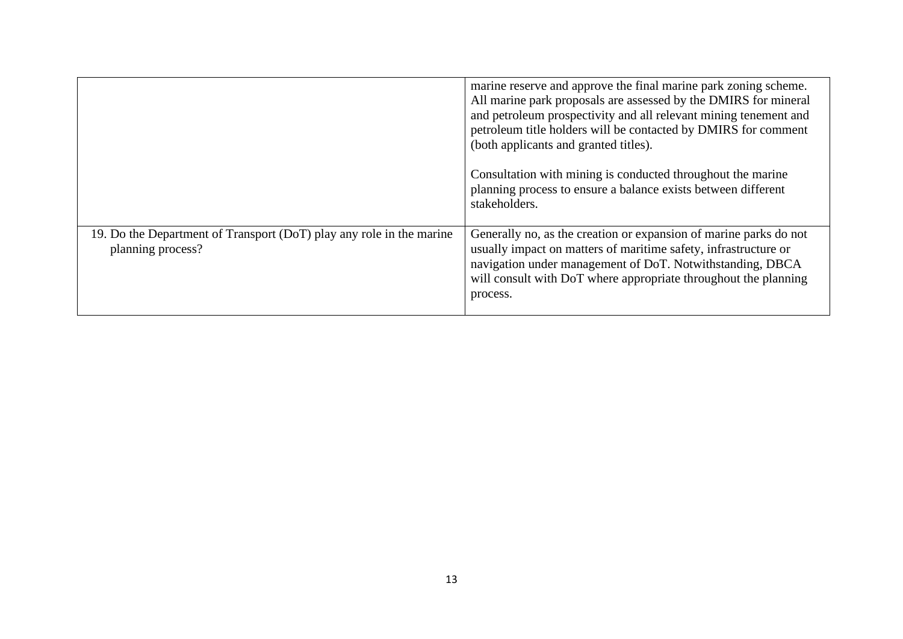| | |
|---|---|
| | marine reserve and approve the final marine park zoning scheme. All marine park proposals are assessed by the DMIRS for mineral and petroleum prospectivity and all relevant mining tenement and petroleum title holders will be contacted by DMIRS for comment (both applicants and granted titles).<br><br>Consultation with mining is conducted throughout the marine planning process to ensure a balance exists between different stakeholders. |
| 19. Do the Department of Transport (DoT) play any role in the marine planning process? | Generally no, as the creation or expansion of marine parks do not usually impact on matters of maritime safety, infrastructure or navigation under management of DoT. Notwithstanding, DBCA will consult with DoT where appropriate throughout the planning process. |